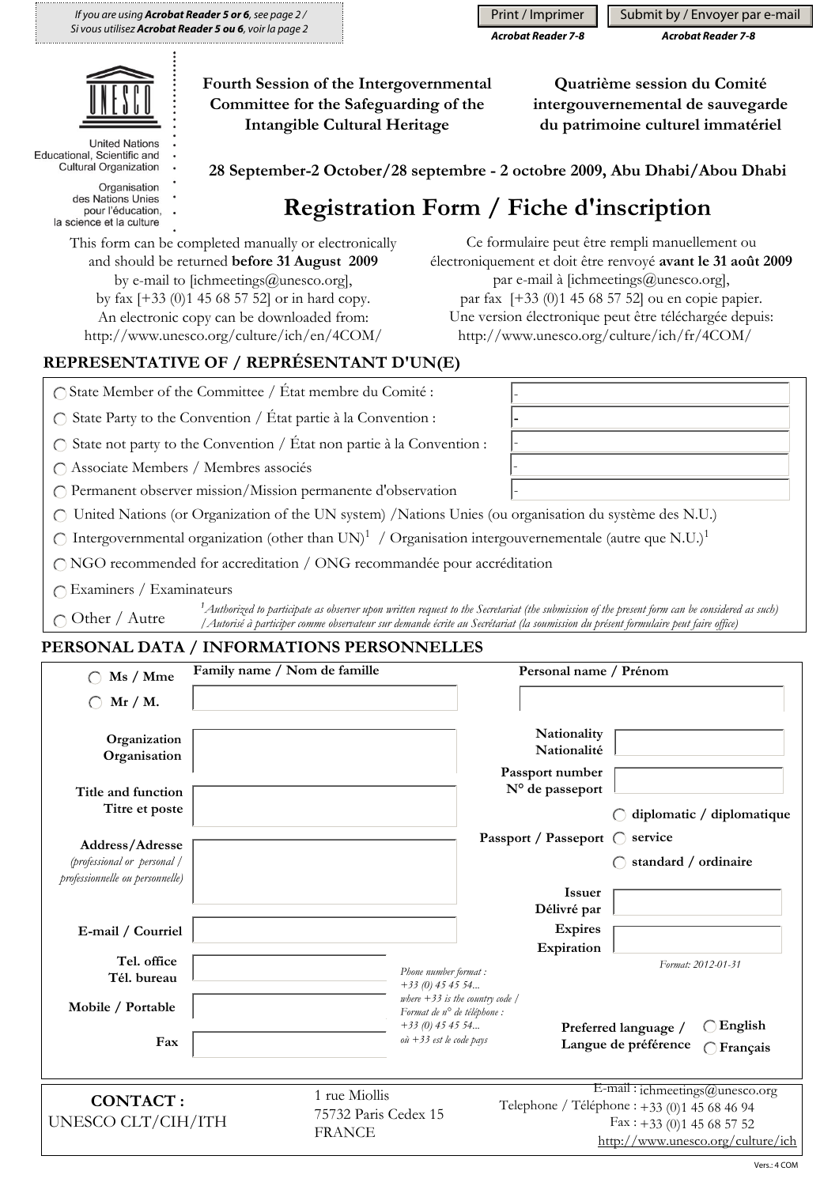*If you are using **Acrobat Reader 5 or 6**, see page 2 / Si vous utilisez **Acrobat Reader 5 ou 6**, voir la page 2*

Print / Imprimer — *Acrobat Reader 7-8*

Submit by / Envoyer par e-mail — *Acrobat Reader 7-8*

United Nations Educational, Scientific and Cultural Organization

Organisation des Nations Unies pour l'éducation, la science et la culture

**Fourth Session of the Intergovernmental Committee for the Safeguarding of the Intangible Cultural Heritage**

**Quatrième session du Comité intergouvernemental de sauvegarde du patrimoine culturel immatériel**

**28 September-2 October/28 septembre - 2 octobre 2009, Abu Dhabi/Abou Dhabi**

# Registration Form / Fiche d'inscription

This form can be completed manually or electronically and should be returned **before 31 August 2009** by e-mail to [ichmeetings@unesco.org], by fax [+33 (0)1 45 68 57 52] or in hard copy. An electronic copy can be downloaded from: http://www.unesco.org/culture/ich/en/4COM/

Ce formulaire peut être rempli manuellement ou électroniquement et doit être renvoyé **avant le 31 août 2009** par e-mail à [ichmeetings@unesco.org], par fax [+33 (0)1 45 68 57 52] ou en copie papier. Une version électronique peut être téléchargée depuis: http://www.unesco.org/culture/ich/fr/4COM/

## REPRESENTATIVE OF / REPRÉSENTANT D'UN(E)

- ◯ State Member of the Committee / État membre du Comité : -
- ◯ State Party to the Convention / État partie à la Convention : -
- ◯ State not party to the Convention / État non partie à la Convention : -
- ◯ Associate Members / Membres associés -
- ◯ Permanent observer mission/Mission permanente d'observation -
- ◯ United Nations (or Organization of the UN system) /Nations Unies (ou organisation du système des N.U.)
- ◯ Intergovernmental organization (other than UN)[1] / Organisation intergouvernementale (autre que N.U.)[1]
- ◯ NGO recommended for accreditation / ONG recommandée pour accréditation
- ◯ Examiners / Examinateurs
- ◯ Other / Autre

*[1] Authorized to participate as observer upon written request to the Secretariat (the submission of the present form can be considered as such) / Autorisé à participer comme observateur sur demande écrite au Secrétariat (la soumission du présent formulaire peut faire office)*

## PERSONAL DATA / INFORMATIONS PERSONNELLES

◯ Ms / Mme
◯ Mr / M.

**Family name / Nom de famille**

**Personal name / Prénom**

**Organization / Organisation**

**Nationality / Nationalité**

**Passport number / N° de passeport**

**Title and function / Titre et poste**

**Passport / Passeport**
- ◯ **diplomatic / diplomatique**
- ◯ **service**
- ◯ **standard / ordinaire**

**Address/Adresse** *(professional or personal / professionnelle ou personnelle)*

**Issuer / Délivré par**

**Expires / Expiration**

*Format: 2012-01-31*

**E-mail / Courriel**

**Tel. office / Tél. bureau**

**Mobile / Portable**

**Fax**

*Phone number format : +33 (0) 45 45 54... where +33 is the country code / Format de n° de téléphone : +33 (0) 45 45 54... où +33 est le code pays*

**Preferred language / Langue de préférence**
- ◯ **English**
- ◯ **Français**

**CONTACT :**
UNESCO CLT/CIH/ITH

1 rue Miollis
75732 Paris Cedex 15
FRANCE

E-mail : ichmeetings@unesco.org
Telephone / Téléphone : +33 (0)1 45 68 46 94
Fax : +33 (0)1 45 68 57 52
http://www.unesco.org/culture/ich

Vers.: 4 COM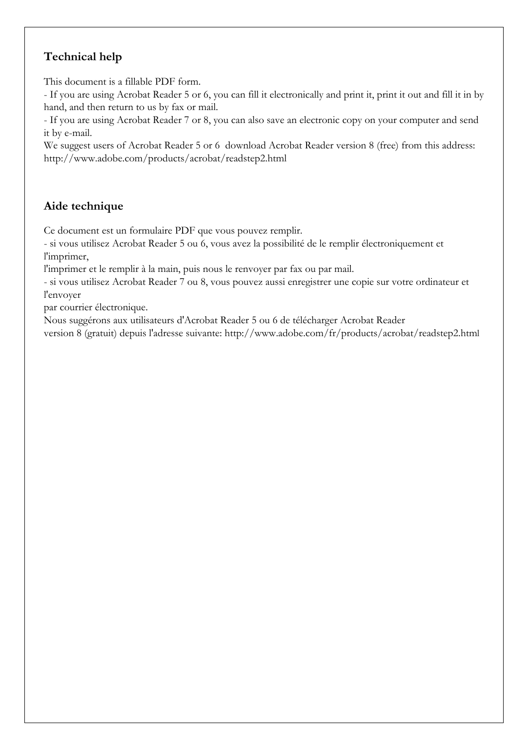## Technical help

This document is a fillable PDF form.

- If you are using Acrobat Reader 5 or 6, you can fill it electronically and print it, print it out and fill it in by hand, and then return to us by fax or mail.
- If you are using Acrobat Reader 7 or 8, you can also save an electronic copy on your computer and send it by e-mail.

We suggest users of Acrobat Reader 5 or 6 download Acrobat Reader version 8 (free) from this address: http://www.adobe.com/products/acrobat/readstep2.html

## Aide technique

Ce document est un formulaire PDF que vous pouvez remplir.

- si vous utilisez Acrobat Reader 5 ou 6, vous avez la possibilité de le remplir électroniquement et l'imprimer,
l'imprimer et le remplir à la main, puis nous le renvoyer par fax ou par mail.
- si vous utilisez Acrobat Reader 7 ou 8, vous pouvez aussi enregistrer une copie sur votre ordinateur et l'envoyer
par courrier électronique.

Nous suggérons aux utilisateurs d'Acrobat Reader 5 ou 6 de télécharger Acrobat Reader
version 8 (gratuit) depuis l'adresse suivante: http://www.adobe.com/fr/products/acrobat/readstep2.html